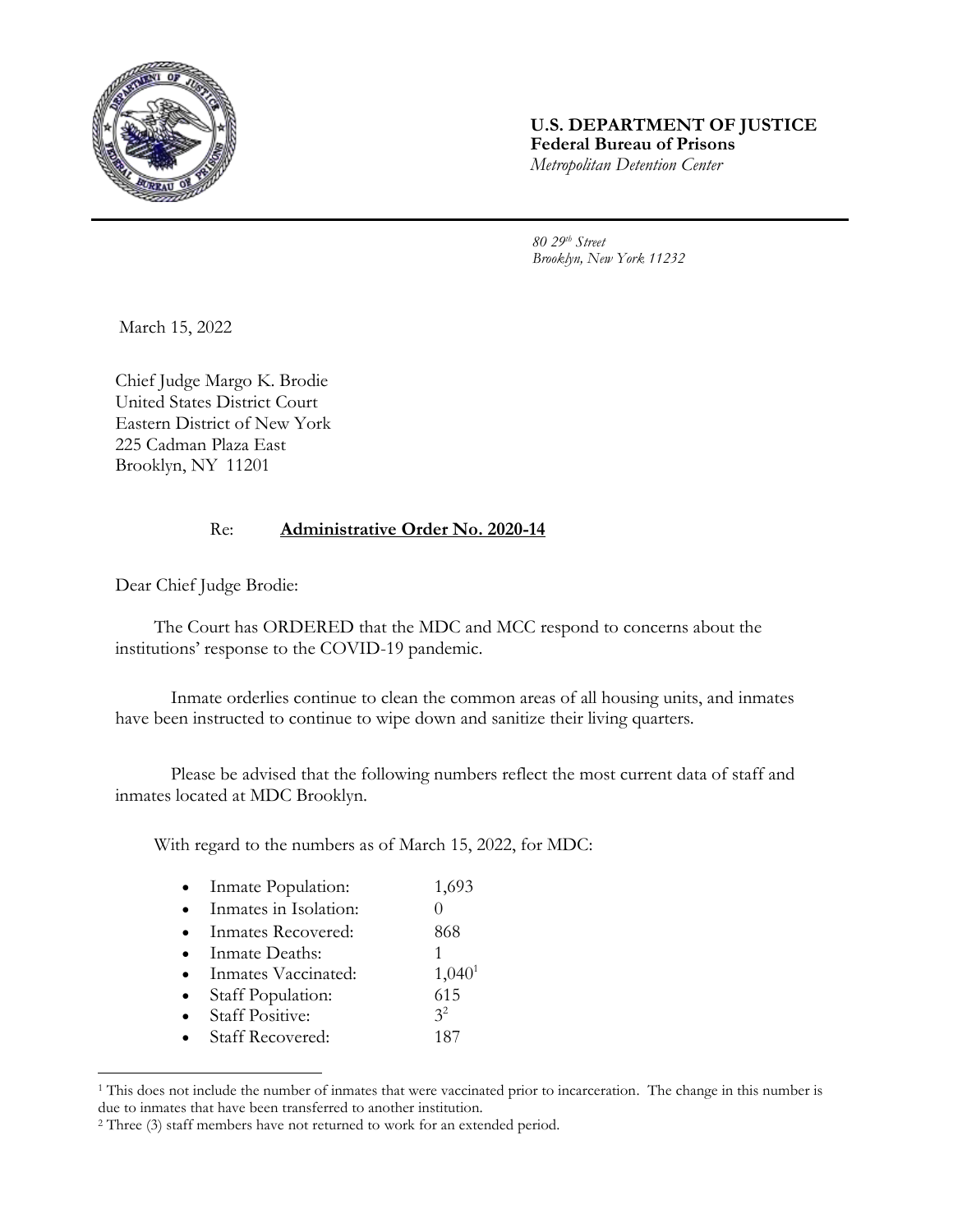**U.S. DEPARTMENT OF JUSTICE**
**Federal Bureau of Prisons**
*Metropolitan Detention Center*

*80 29th Street*
*Brooklyn, New York 11232*

March 15, 2022

Chief Judge Margo K. Brodie
United States District Court
Eastern District of New York
225 Cadman Plaza East
Brooklyn, NY 11201

Re: **Administrative Order No. 2020-14**

Dear Chief Judge Brodie:

The Court has ORDERED that the MDC and MCC respond to concerns about the institutions' response to the COVID-19 pandemic.

Inmate orderlies continue to clean the common areas of all housing units, and inmates have been instructed to continue to wipe down and sanitize their living quarters.

Please be advised that the following numbers reflect the most current data of staff and inmates located at MDC Brooklyn.

With regard to the numbers as of March 15, 2022, for MDC:

- Inmate Population: 1,693
- Inmates in Isolation: 0
- Inmates Recovered: 868
- Inmate Deaths: 1
- Inmates Vaccinated: 1,040[1]
- Staff Population: 615
- Staff Positive: 3[2]
- Staff Recovered: 187

---

[1] This does not include the number of inmates that were vaccinated prior to incarceration. The change in this number is due to inmates that have been transferred to another institution.

[2] Three (3) staff members have not returned to work for an extended period.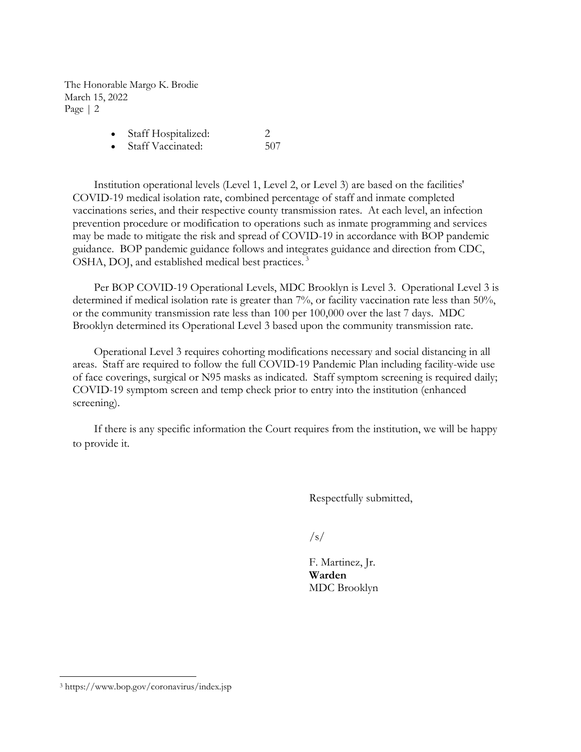The Honorable Margo K. Brodie
March 15, 2022

- Staff Hospitalized: 2
- Staff Vaccinated: 507

Institution operational levels (Level 1, Level 2, or Level 3) are based on the facilities' COVID-19 medical isolation rate, combined percentage of staff and inmate completed vaccinations series, and their respective county transmission rates. At each level, an infection prevention procedure or modification to operations such as inmate programming and services may be made to mitigate the risk and spread of COVID-19 in accordance with BOP pandemic guidance. BOP pandemic guidance follows and integrates guidance and direction from CDC, OSHA, DOJ, and established medical best practices. [3]

Per BOP COVID-19 Operational Levels, MDC Brooklyn is Level 3. Operational Level 3 is determined if medical isolation rate is greater than 7%, or facility vaccination rate less than 50%, or the community transmission rate less than 100 per 100,000 over the last 7 days. MDC Brooklyn determined its Operational Level 3 based upon the community transmission rate.

Operational Level 3 requires cohorting modifications necessary and social distancing in all areas. Staff are required to follow the full COVID-19 Pandemic Plan including facility-wide use of face coverings, surgical or N95 masks as indicated. Staff symptom screening is required daily; COVID-19 symptom screen and temp check prior to entry into the institution (enhanced screening).

If there is any specific information the Court requires from the institution, we will be happy to provide it.

Respectfully submitted,

/s/

F. Martinez, Jr.
**Warden**
MDC Brooklyn

[3] https://www.bop.gov/coronavirus/index.jsp